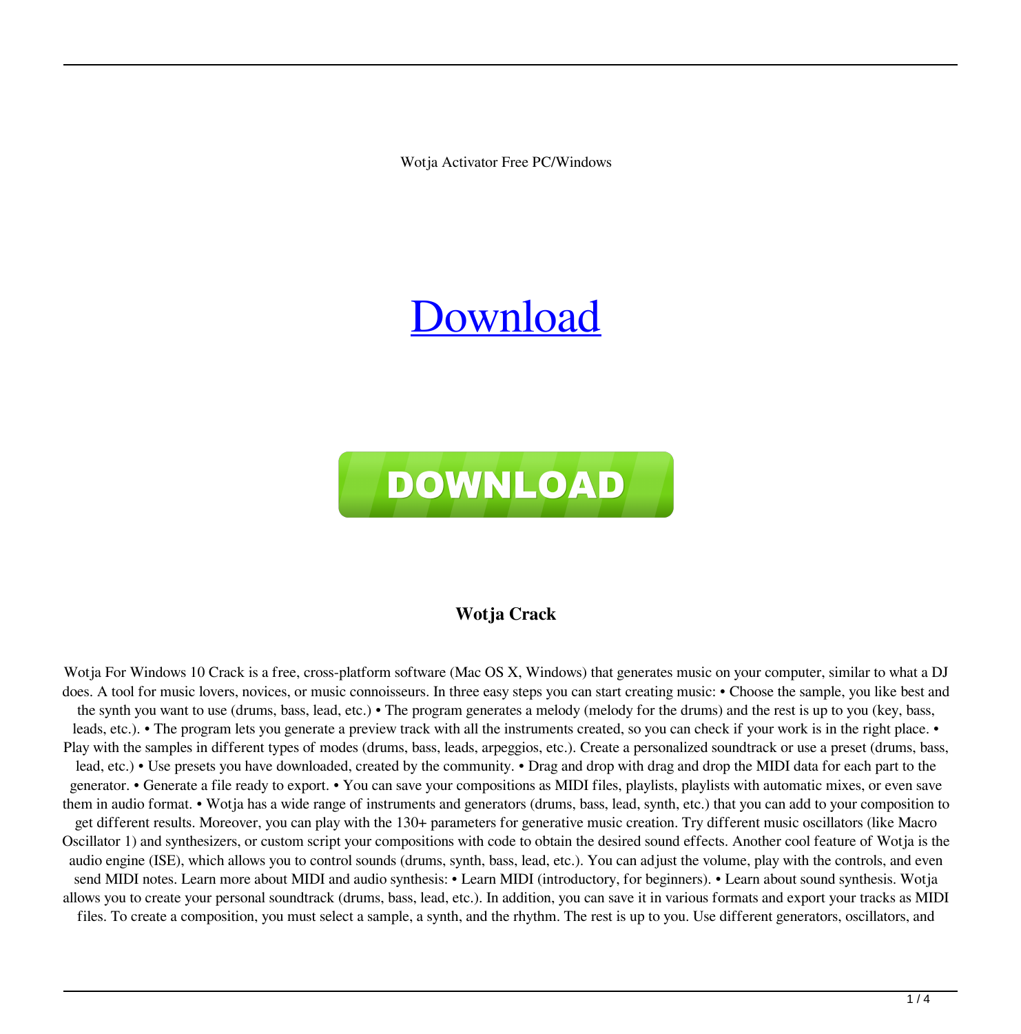Wotja Activator Free PC/Windows

[Download]

DOWNLOAD

## Wotja Crack

Wotja For Windows 10 Crack is a free, cross-platform software (Mac OS X, Windows) that generates music on your computer, similar to what a DJ does. A tool for music lovers, novices, or music connoisseurs. In three easy steps you can start creating music: • Choose the sample, you like best and the synth you want to use (drums, bass, lead, etc.) • The program generates a melody (melody for the drums) and the rest is up to you (key, bass, leads, etc.). • The program lets you generate a preview track with all the instruments created, so you can check if your work is in the right place. • Play with the samples in different types of modes (drums, bass, leads, arpeggios, etc.). Create a personalized soundtrack or use a preset (drums, bass, lead, etc.) • Use presets you have downloaded, created by the community. • Drag and drop with drag and drop the MIDI data for each part to the generator. • Generate a file ready to export. • You can save your compositions as MIDI files, playlists, playlists with automatic mixes, or even save them in audio format. • Wotja has a wide range of instruments and generators (drums, bass, lead, synth, etc.) that you can add to your composition to get different results. Moreover, you can play with the 130+ parameters for generative music creation. Try different music oscillators (like Macro Oscillator 1) and synthesizers, or custom script your compositions with code to obtain the desired sound effects. Another cool feature of Wotja is the audio engine (ISE), which allows you to control sounds (drums, synth, bass, lead, etc.). You can adjust the volume, play with the controls, and even send MIDI notes. Learn more about MIDI and audio synthesis: • Learn MIDI (introductory, for beginners). • Learn about sound synthesis. Wotja allows you to create your personal soundtrack (drums, bass, lead, etc.). In addition, you can save it in various formats and export your tracks as MIDI files. To create a composition, you must select a sample, a synth, and the rhythm. The rest is up to you. Use different generators, oscillators, and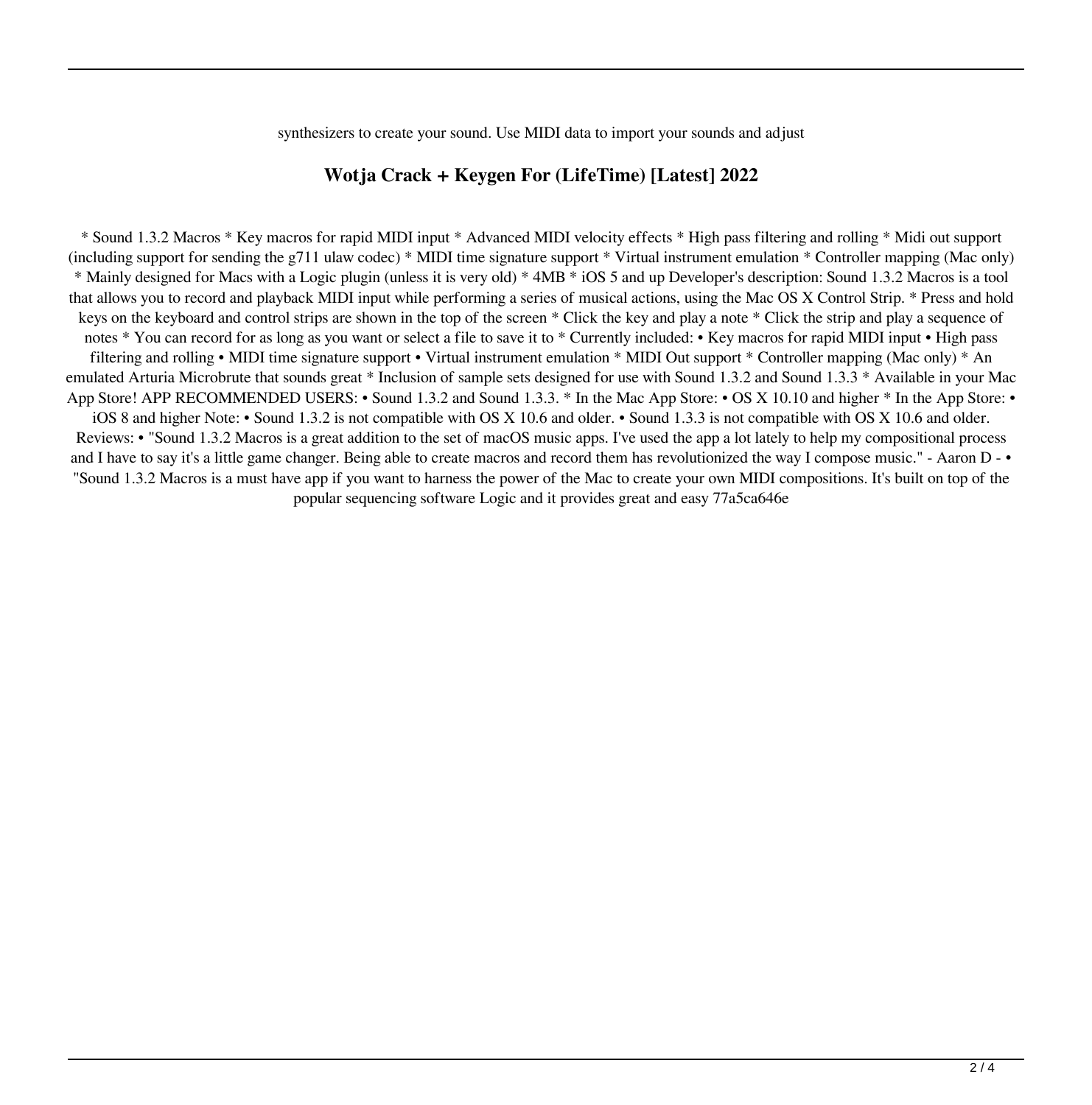synthesizers to create your sound. Use MIDI data to import your sounds and adjust

## Wotja Crack + Keygen For (LifeTime) [Latest] 2022

* Sound 1.3.2 Macros * Key macros for rapid MIDI input * Advanced MIDI velocity effects * High pass filtering and rolling * Midi out support (including support for sending the g711 ulaw codec) * MIDI time signature support * Virtual instrument emulation * Controller mapping (Mac only) * Mainly designed for Macs with a Logic plugin (unless it is very old) * 4MB * iOS 5 and up Developer's description: Sound 1.3.2 Macros is a tool that allows you to record and playback MIDI input while performing a series of musical actions, using the Mac OS X Control Strip. * Press and hold keys on the keyboard and control strips are shown in the top of the screen * Click the key and play a note * Click the strip and play a sequence of notes * You can record for as long as you want or select a file to save it to * Currently included: • Key macros for rapid MIDI input • High pass filtering and rolling • MIDI time signature support • Virtual instrument emulation * MIDI Out support * Controller mapping (Mac only) * An emulated Arturia Microbrute that sounds great * Inclusion of sample sets designed for use with Sound 1.3.2 and Sound 1.3.3 * Available in your Mac App Store! APP RECOMMENDED USERS: • Sound 1.3.2 and Sound 1.3.3. * In the Mac App Store: • OS X 10.10 and higher * In the App Store: • iOS 8 and higher Note: • Sound 1.3.2 is not compatible with OS X 10.6 and older. • Sound 1.3.3 is not compatible with OS X 10.6 and older. Reviews: • "Sound 1.3.2 Macros is a great addition to the set of macOS music apps. I've used the app a lot lately to help my compositional process and I have to say it's a little game changer. Being able to create macros and record them has revolutionized the way I compose music." - Aaron D - • "Sound 1.3.2 Macros is a must have app if you want to harness the power of the Mac to create your own MIDI compositions. It's built on top of the popular sequencing software Logic and it provides great and easy 77a5ca646e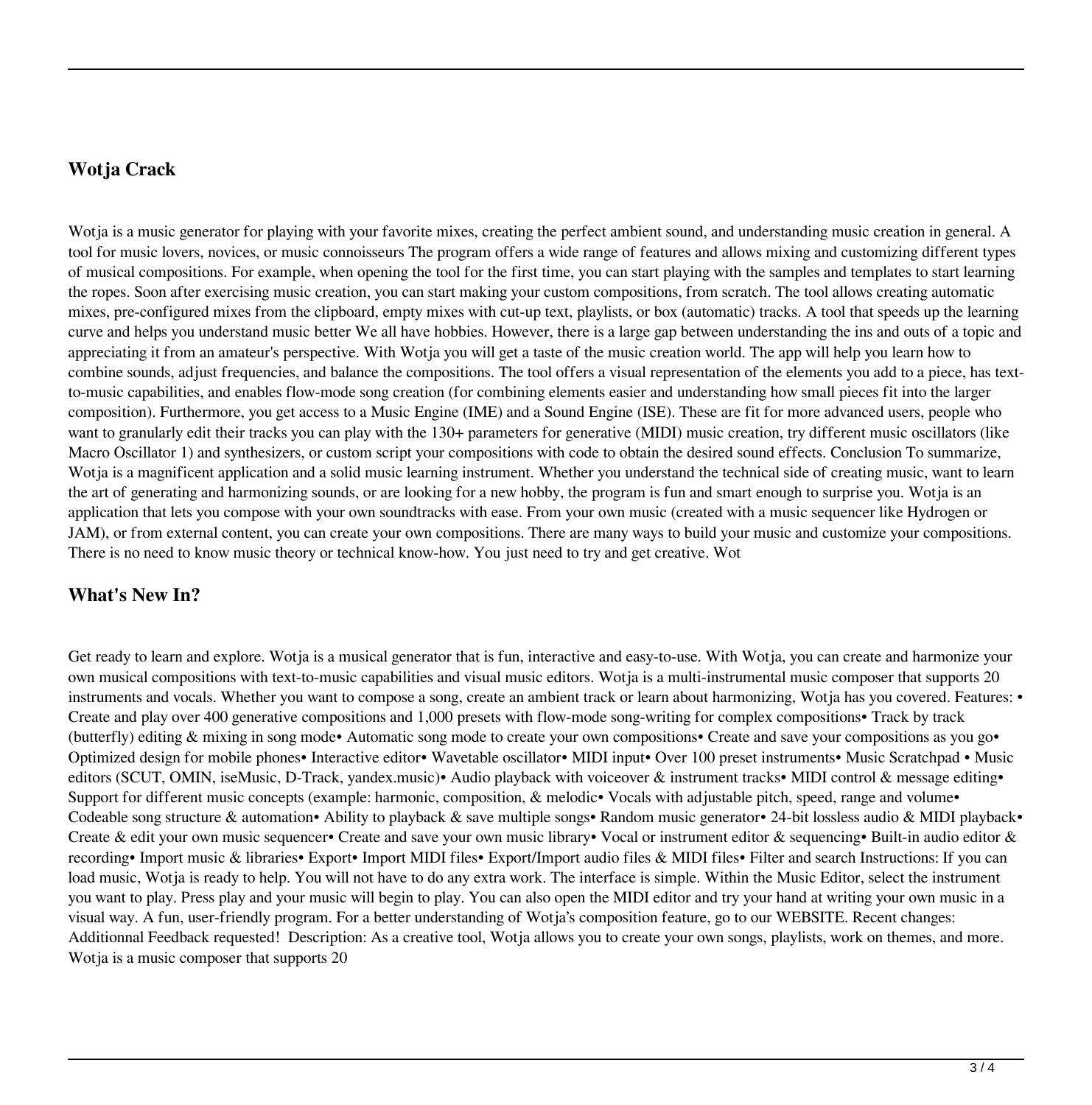## Wotja Crack

Wotja is a music generator for playing with your favorite mixes, creating the perfect ambient sound, and understanding music creation in general. A tool for music lovers, novices, or music connoisseurs The program offers a wide range of features and allows mixing and customizing different types of musical compositions. For example, when opening the tool for the first time, you can start playing with the samples and templates to start learning the ropes. Soon after exercising music creation, you can start making your custom compositions, from scratch. The tool allows creating automatic mixes, pre-configured mixes from the clipboard, empty mixes with cut-up text, playlists, or box (automatic) tracks. A tool that speeds up the learning curve and helps you understand music better We all have hobbies. However, there is a large gap between understanding the ins and outs of a topic and appreciating it from an amateur's perspective. With Wotja you will get a taste of the music creation world. The app will help you learn how to combine sounds, adjust frequencies, and balance the compositions. The tool offers a visual representation of the elements you add to a piece, has text-to-music capabilities, and enables flow-mode song creation (for combining elements easier and understanding how small pieces fit into the larger composition). Furthermore, you get access to a Music Engine (IME) and a Sound Engine (ISE). These are fit for more advanced users, people who want to granularly edit their tracks you can play with the 130+ parameters for generative (MIDI) music creation, try different music oscillators (like Macro Oscillator 1) and synthesizers, or custom script your compositions with code to obtain the desired sound effects. Conclusion To summarize, Wotja is a magnificent application and a solid music learning instrument. Whether you understand the technical side of creating music, want to learn the art of generating and harmonizing sounds, or are looking for a new hobby, the program is fun and smart enough to surprise you. Wotja is an application that lets you compose with your own soundtracks with ease. From your own music (created with a music sequencer like Hydrogen or JAM), or from external content, you can create your own compositions. There are many ways to build your music and customize your compositions. There is no need to know music theory or technical know-how. You just need to try and get creative. Wot

## What's New In?

Get ready to learn and explore. Wotja is a musical generator that is fun, interactive and easy-to-use. With Wotja, you can create and harmonize your own musical compositions with text-to-music capabilities and visual music editors. Wotja is a multi-instrumental music composer that supports 20 instruments and vocals. Whether you want to compose a song, create an ambient track or learn about harmonizing, Wotja has you covered. Features: • Create and play over 400 generative compositions and 1,000 presets with flow-mode song-writing for complex compositions• Track by track (butterfly) editing & mixing in song mode• Automatic song mode to create your own compositions• Create and save your compositions as you go• Optimized design for mobile phones• Interactive editor• Wavetable oscillator• MIDI input• Over 100 preset instruments• Music Scratchpad • Music editors (SCUT, OMIN, iseMusic, D-Track, yandex.music)• Audio playback with voiceover & instrument tracks• MIDI control & message editing• Support for different music concepts (example: harmonic, composition, & melodic• Vocals with adjustable pitch, speed, range and volume• Codeable song structure & automation• Ability to playback & save multiple songs• Random music generator• 24-bit lossless audio & MIDI playback• Create & edit your own music sequencer• Create and save your own music library• Vocal or instrument editor & sequencing• Built-in audio editor & recording• Import music & libraries• Export• Import MIDI files• Export/Import audio files & MIDI files• Filter and search Instructions: If you can load music, Wotja is ready to help. You will not have to do any extra work. The interface is simple. Within the Music Editor, select the instrument you want to play. Press play and your music will begin to play. You can also open the MIDI editor and try your hand at writing your own music in a visual way. A fun, user-friendly program. For a better understanding of Wotja's composition feature, go to our WEBSITE. Recent changes: Additionnal Feedback requested! Description: As a creative tool, Wotja allows you to create your own songs, playlists, work on themes, and more. Wotja is a music composer that supports 20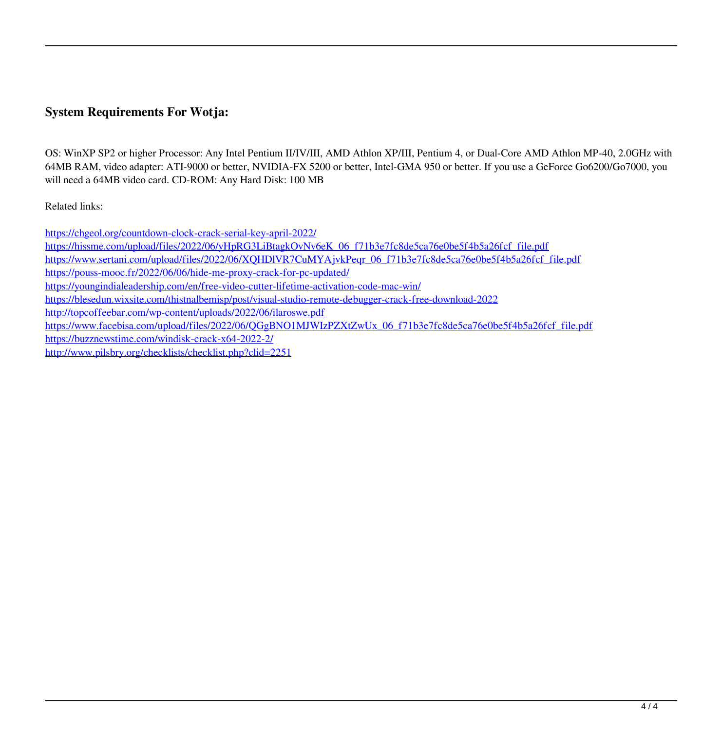## System Requirements For Wotja:

OS: WinXP SP2 or higher Processor: Any Intel Pentium II/IV/III, AMD Athlon XP/III, Pentium 4, or Dual-Core AMD Athlon MP-40, 2.0GHz with 64MB RAM, video adapter: ATI-9000 or better, NVIDIA-FX 5200 or better, Intel-GMA 950 or better. If you use a GeForce Go6200/Go7000, you will need a 64MB video card. CD-ROM: Any Hard Disk: 100 MB

Related links:

https://chgeol.org/countdown-clock-crack-serial-key-april-2022/
https://hissme.com/upload/files/2022/06/yHpRG3LiBtagkOvNv6eK_06_f71b3e7fc8de5ca76e0be5f4b5a26fcf_file.pdf
https://www.sertani.com/upload/files/2022/06/XQHDlVR7CuMYAjvkPeqr_06_f71b3e7fc8de5ca76e0be5f4b5a26fcf_file.pdf
https://pouss-mooc.fr/2022/06/06/hide-me-proxy-crack-for-pc-updated/
https://youngindialeadership.com/en/free-video-cutter-lifetime-activation-code-mac-win/
https://blesedun.wixsite.com/thistnalbemisp/post/visual-studio-remote-debugger-crack-free-download-2022
http://topcoffeebar.com/wp-content/uploads/2022/06/ilaroswe.pdf
https://www.facebisa.com/upload/files/2022/06/QGgBNO1MJWIzPZXtZwUx_06_f71b3e7fc8de5ca76e0be5f4b5a26fcf_file.pdf
https://buzznewstime.com/windisk-crack-x64-2022-2/
http://www.pilsbry.org/checklists/checklist.php?clid=2251